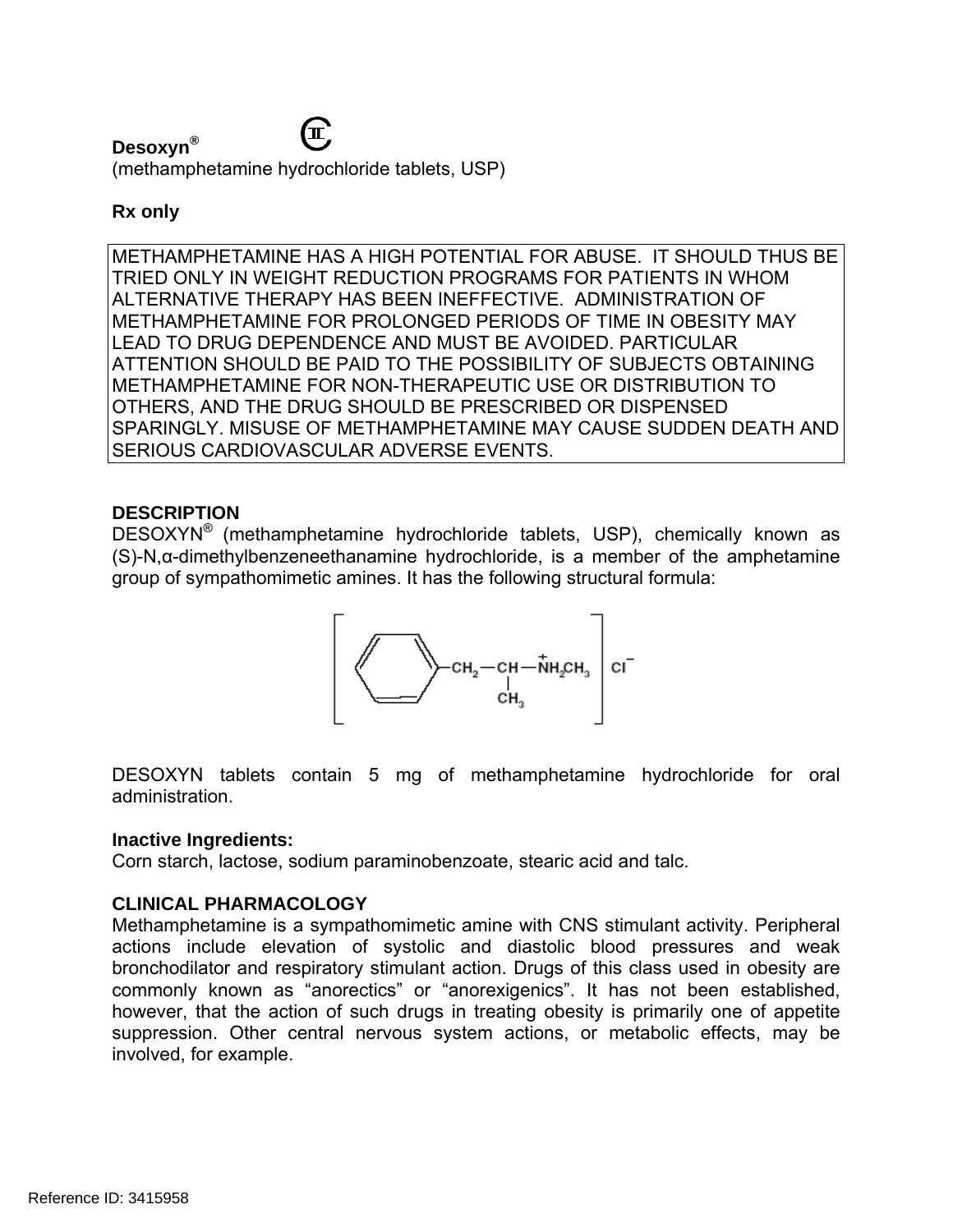**Desoxyn®** CII

(methamphetamine hydrochloride tablets, USP)

**Rx only**

METHAMPHETAMINE HAS A HIGH POTENTIAL FOR ABUSE. IT SHOULD THUS BE TRIED ONLY IN WEIGHT REDUCTION PROGRAMS FOR PATIENTS IN WHOM ALTERNATIVE THERAPY HAS BEEN INEFFECTIVE. ADMINISTRATION OF METHAMPHETAMINE FOR PROLONGED PERIODS OF TIME IN OBESITY MAY LEAD TO DRUG DEPENDENCE AND MUST BE AVOIDED. PARTICULAR ATTENTION SHOULD BE PAID TO THE POSSIBILITY OF SUBJECTS OBTAINING METHAMPHETAMINE FOR NON-THERAPEUTIC USE OR DISTRIBUTION TO OTHERS, AND THE DRUG SHOULD BE PRESCRIBED OR DISPENSED SPARINGLY. MISUSE OF METHAMPHETAMINE MAY CAUSE SUDDEN DEATH AND SERIOUS CARDIOVASCULAR ADVERSE EVENTS.

**DESCRIPTION**

DESOXYN® (methamphetamine hydrochloride tablets, USP), chemically known as (S)-N,α-dimethylbenzeneethanamine hydrochloride, is a member of the amphetamine group of sympathomimetic amines. It has the following structural formula:

$$\left[ C_6H_5{-}CH_2{-}\underset{\displaystyle CH_3}{\underset{|}{CH}}{-}\overset{+}{N}H_2CH_3 \right] Cl^-$$

DESOXYN tablets contain 5 mg of methamphetamine hydrochloride for oral administration.

**Inactive Ingredients:**

Corn starch, lactose, sodium paraminobenzoate, stearic acid and talc.

**CLINICAL PHARMACOLOGY**

Methamphetamine is a sympathomimetic amine with CNS stimulant activity. Peripheral actions include elevation of systolic and diastolic blood pressures and weak bronchodilator and respiratory stimulant action. Drugs of this class used in obesity are commonly known as "anorectics" or "anorexigenics". It has not been established, however, that the action of such drugs in treating obesity is primarily one of appetite suppression. Other central nervous system actions, or metabolic effects, may be involved, for example.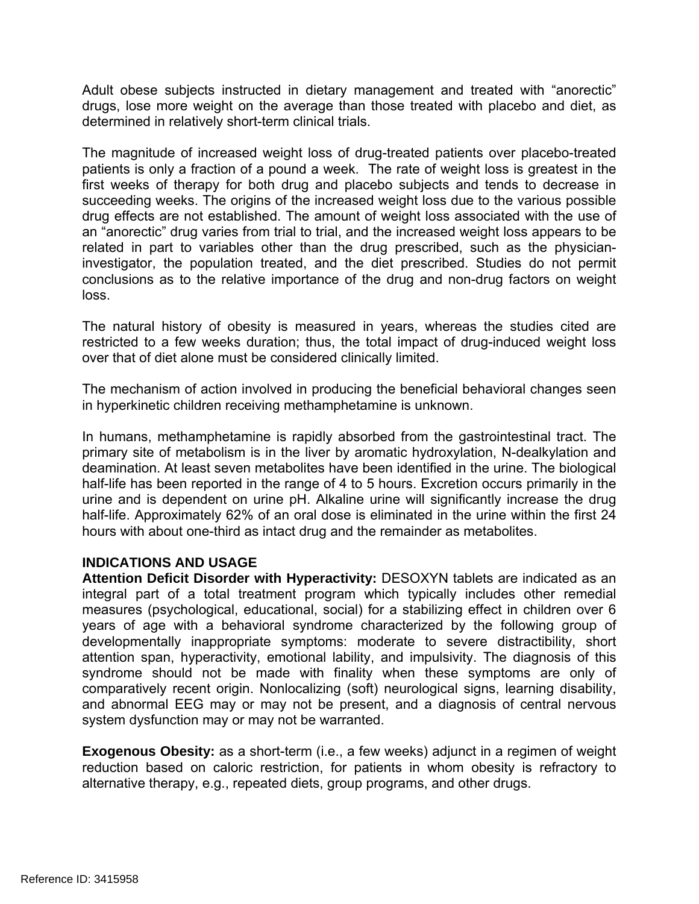Adult obese subjects instructed in dietary management and treated with "anorectic" drugs, lose more weight on the average than those treated with placebo and diet, as determined in relatively short-term clinical trials.

The magnitude of increased weight loss of drug-treated patients over placebo-treated patients is only a fraction of a pound a week. The rate of weight loss is greatest in the first weeks of therapy for both drug and placebo subjects and tends to decrease in succeeding weeks. The origins of the increased weight loss due to the various possible drug effects are not established. The amount of weight loss associated with the use of an "anorectic" drug varies from trial to trial, and the increased weight loss appears to be related in part to variables other than the drug prescribed, such as the physician-investigator, the population treated, and the diet prescribed. Studies do not permit conclusions as to the relative importance of the drug and non-drug factors on weight loss.

The natural history of obesity is measured in years, whereas the studies cited are restricted to a few weeks duration; thus, the total impact of drug-induced weight loss over that of diet alone must be considered clinically limited.

The mechanism of action involved in producing the beneficial behavioral changes seen in hyperkinetic children receiving methamphetamine is unknown.

In humans, methamphetamine is rapidly absorbed from the gastrointestinal tract. The primary site of metabolism is in the liver by aromatic hydroxylation, N-dealkylation and deamination. At least seven metabolites have been identified in the urine. The biological half-life has been reported in the range of 4 to 5 hours. Excretion occurs primarily in the urine and is dependent on urine pH. Alkaline urine will significantly increase the drug half-life. Approximately 62% of an oral dose is eliminated in the urine within the first 24 hours with about one-third as intact drug and the remainder as metabolites.

## INDICATIONS AND USAGE

**Attention Deficit Disorder with Hyperactivity:** DESOXYN tablets are indicated as an integral part of a total treatment program which typically includes other remedial measures (psychological, educational, social) for a stabilizing effect in children over 6 years of age with a behavioral syndrome characterized by the following group of developmentally inappropriate symptoms: moderate to severe distractibility, short attention span, hyperactivity, emotional lability, and impulsivity. The diagnosis of this syndrome should not be made with finality when these symptoms are only of comparatively recent origin. Nonlocalizing (soft) neurological signs, learning disability, and abnormal EEG may or may not be present, and a diagnosis of central nervous system dysfunction may or may not be warranted.

**Exogenous Obesity:** as a short-term (i.e., a few weeks) adjunct in a regimen of weight reduction based on caloric restriction, for patients in whom obesity is refractory to alternative therapy, e.g., repeated diets, group programs, and other drugs.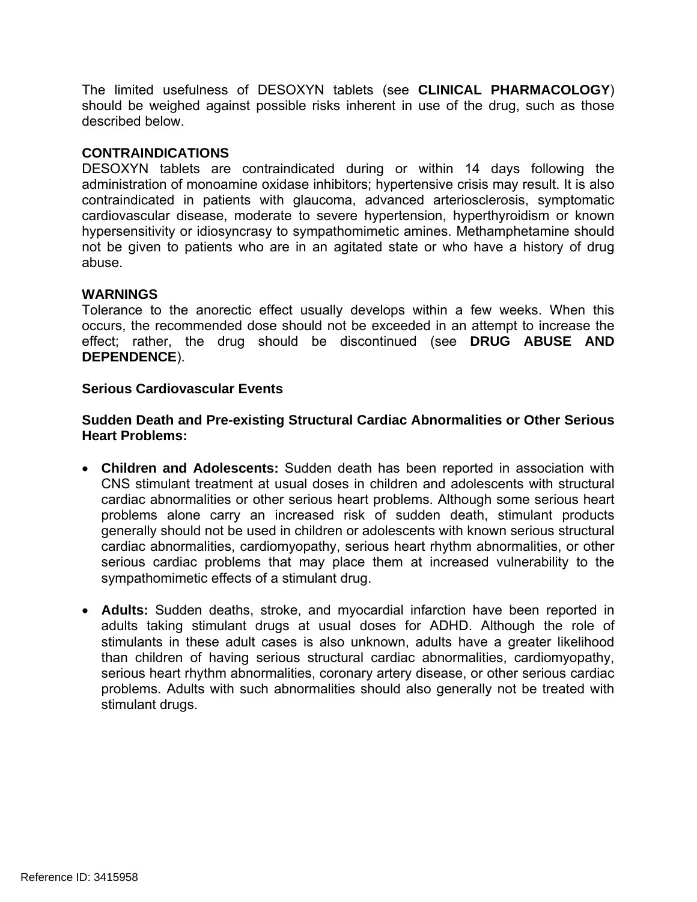The limited usefulness of DESOXYN tablets (see **CLINICAL PHARMACOLOGY**) should be weighed against possible risks inherent in use of the drug, such as those described below.

## CONTRAINDICATIONS

DESOXYN tablets are contraindicated during or within 14 days following the administration of monoamine oxidase inhibitors; hypertensive crisis may result. It is also contraindicated in patients with glaucoma, advanced arteriosclerosis, symptomatic cardiovascular disease, moderate to severe hypertension, hyperthyroidism or known hypersensitivity or idiosyncrasy to sympathomimetic amines. Methamphetamine should not be given to patients who are in an agitated state or who have a history of drug abuse.

## WARNINGS

Tolerance to the anorectic effect usually develops within a few weeks. When this occurs, the recommended dose should not be exceeded in an attempt to increase the effect; rather, the drug should be discontinued (see **DRUG ABUSE AND DEPENDENCE**).

### Serious Cardiovascular Events

#### Sudden Death and Pre-existing Structural Cardiac Abnormalities or Other Serious Heart Problems:

- **Children and Adolescents:** Sudden death has been reported in association with CNS stimulant treatment at usual doses in children and adolescents with structural cardiac abnormalities or other serious heart problems. Although some serious heart problems alone carry an increased risk of sudden death, stimulant products generally should not be used in children or adolescents with known serious structural cardiac abnormalities, cardiomyopathy, serious heart rhythm abnormalities, or other serious cardiac problems that may place them at increased vulnerability to the sympathomimetic effects of a stimulant drug.

- **Adults:** Sudden deaths, stroke, and myocardial infarction have been reported in adults taking stimulant drugs at usual doses for ADHD. Although the role of stimulants in these adult cases is also unknown, adults have a greater likelihood than children of having serious structural cardiac abnormalities, cardiomyopathy, serious heart rhythm abnormalities, coronary artery disease, or other serious cardiac problems. Adults with such abnormalities should also generally not be treated with stimulant drugs.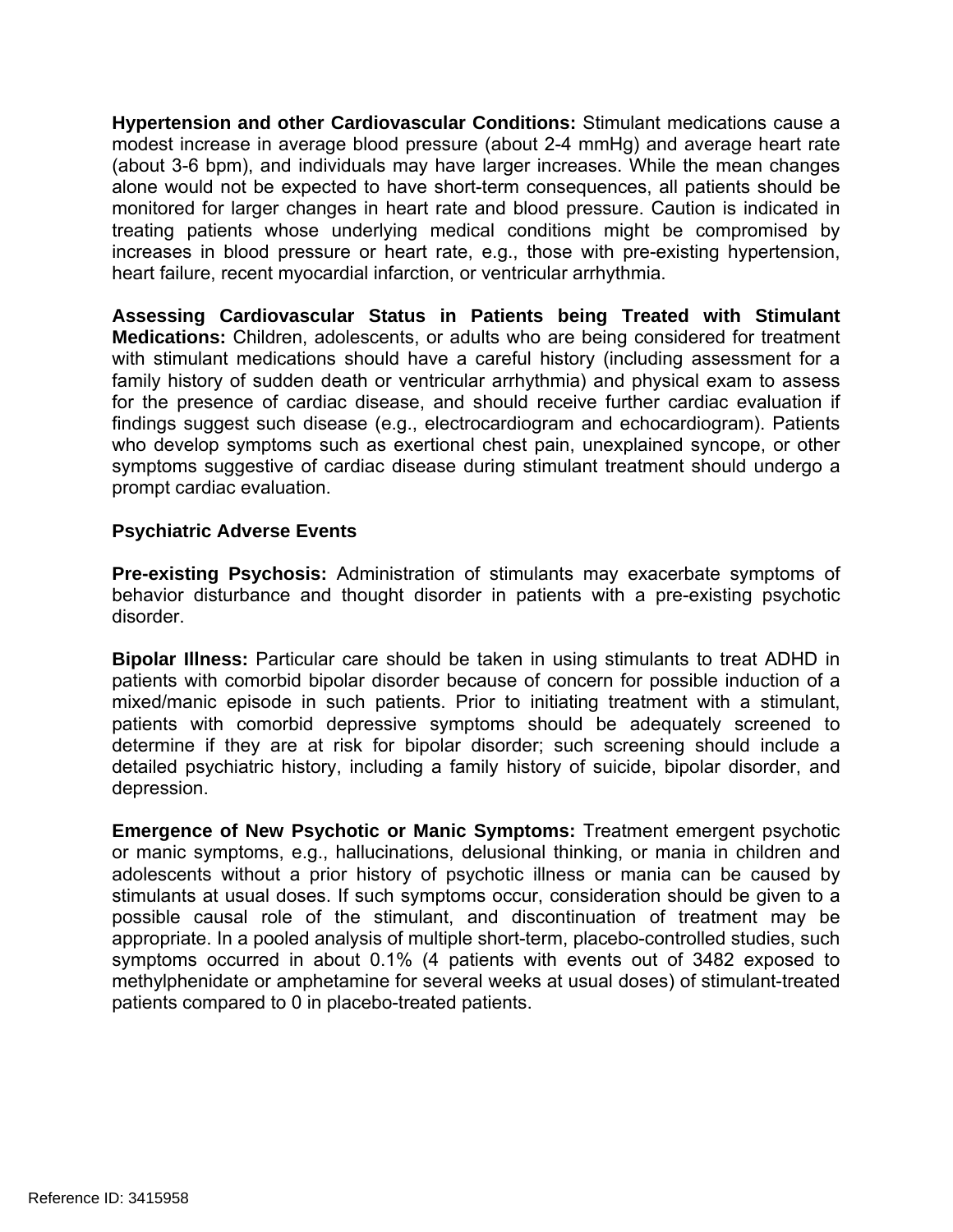**Hypertension and other Cardiovascular Conditions:** Stimulant medications cause a modest increase in average blood pressure (about 2-4 mmHg) and average heart rate (about 3-6 bpm), and individuals may have larger increases. While the mean changes alone would not be expected to have short-term consequences, all patients should be monitored for larger changes in heart rate and blood pressure. Caution is indicated in treating patients whose underlying medical conditions might be compromised by increases in blood pressure or heart rate, e.g., those with pre-existing hypertension, heart failure, recent myocardial infarction, or ventricular arrhythmia.

**Assessing Cardiovascular Status in Patients being Treated with Stimulant Medications:** Children, adolescents, or adults who are being considered for treatment with stimulant medications should have a careful history (including assessment for a family history of sudden death or ventricular arrhythmia) and physical exam to assess for the presence of cardiac disease, and should receive further cardiac evaluation if findings suggest such disease (e.g., electrocardiogram and echocardiogram). Patients who develop symptoms such as exertional chest pain, unexplained syncope, or other symptoms suggestive of cardiac disease during stimulant treatment should undergo a prompt cardiac evaluation.

**Psychiatric Adverse Events**

**Pre-existing Psychosis:** Administration of stimulants may exacerbate symptoms of behavior disturbance and thought disorder in patients with a pre-existing psychotic disorder.

**Bipolar Illness:** Particular care should be taken in using stimulants to treat ADHD in patients with comorbid bipolar disorder because of concern for possible induction of a mixed/manic episode in such patients. Prior to initiating treatment with a stimulant, patients with comorbid depressive symptoms should be adequately screened to determine if they are at risk for bipolar disorder; such screening should include a detailed psychiatric history, including a family history of suicide, bipolar disorder, and depression.

**Emergence of New Psychotic or Manic Symptoms:** Treatment emergent psychotic or manic symptoms, e.g., hallucinations, delusional thinking, or mania in children and adolescents without a prior history of psychotic illness or mania can be caused by stimulants at usual doses. If such symptoms occur, consideration should be given to a possible causal role of the stimulant, and discontinuation of treatment may be appropriate. In a pooled analysis of multiple short-term, placebo-controlled studies, such symptoms occurred in about 0.1% (4 patients with events out of 3482 exposed to methylphenidate or amphetamine for several weeks at usual doses) of stimulant-treated patients compared to 0 in placebo-treated patients.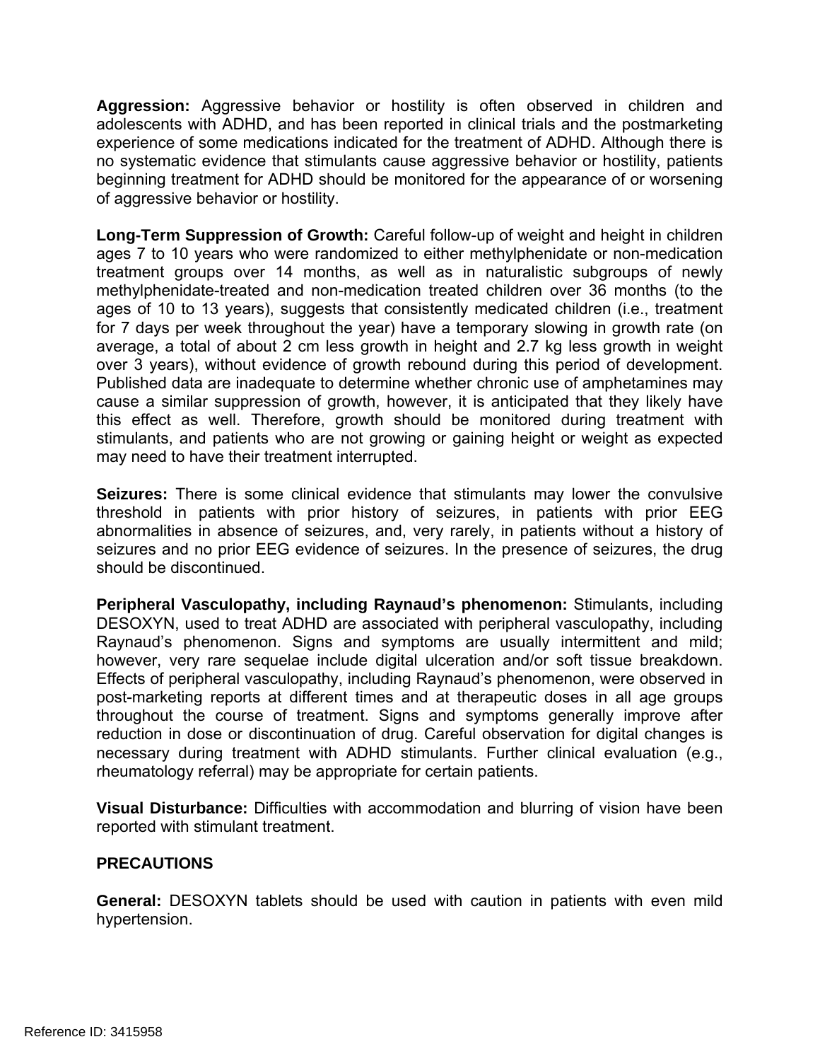**Aggression:** Aggressive behavior or hostility is often observed in children and adolescents with ADHD, and has been reported in clinical trials and the postmarketing experience of some medications indicated for the treatment of ADHD. Although there is no systematic evidence that stimulants cause aggressive behavior or hostility, patients beginning treatment for ADHD should be monitored for the appearance of or worsening of aggressive behavior or hostility.

**Long-Term Suppression of Growth:** Careful follow-up of weight and height in children ages 7 to 10 years who were randomized to either methylphenidate or non-medication treatment groups over 14 months, as well as in naturalistic subgroups of newly methylphenidate-treated and non-medication treated children over 36 months (to the ages of 10 to 13 years), suggests that consistently medicated children (i.e., treatment for 7 days per week throughout the year) have a temporary slowing in growth rate (on average, a total of about 2 cm less growth in height and 2.7 kg less growth in weight over 3 years), without evidence of growth rebound during this period of development. Published data are inadequate to determine whether chronic use of amphetamines may cause a similar suppression of growth, however, it is anticipated that they likely have this effect as well. Therefore, growth should be monitored during treatment with stimulants, and patients who are not growing or gaining height or weight as expected may need to have their treatment interrupted.

**Seizures:** There is some clinical evidence that stimulants may lower the convulsive threshold in patients with prior history of seizures, in patients with prior EEG abnormalities in absence of seizures, and, very rarely, in patients without a history of seizures and no prior EEG evidence of seizures. In the presence of seizures, the drug should be discontinued.

**Peripheral Vasculopathy, including Raynaud's phenomenon:** Stimulants, including DESOXYN, used to treat ADHD are associated with peripheral vasculopathy, including Raynaud's phenomenon. Signs and symptoms are usually intermittent and mild; however, very rare sequelae include digital ulceration and/or soft tissue breakdown. Effects of peripheral vasculopathy, including Raynaud's phenomenon, were observed in post-marketing reports at different times and at therapeutic doses in all age groups throughout the course of treatment. Signs and symptoms generally improve after reduction in dose or discontinuation of drug. Careful observation for digital changes is necessary during treatment with ADHD stimulants. Further clinical evaluation (e.g., rheumatology referral) may be appropriate for certain patients.

**Visual Disturbance:** Difficulties with accommodation and blurring of vision have been reported with stimulant treatment.

## PRECAUTIONS

**General:** DESOXYN tablets should be used with caution in patients with even mild hypertension.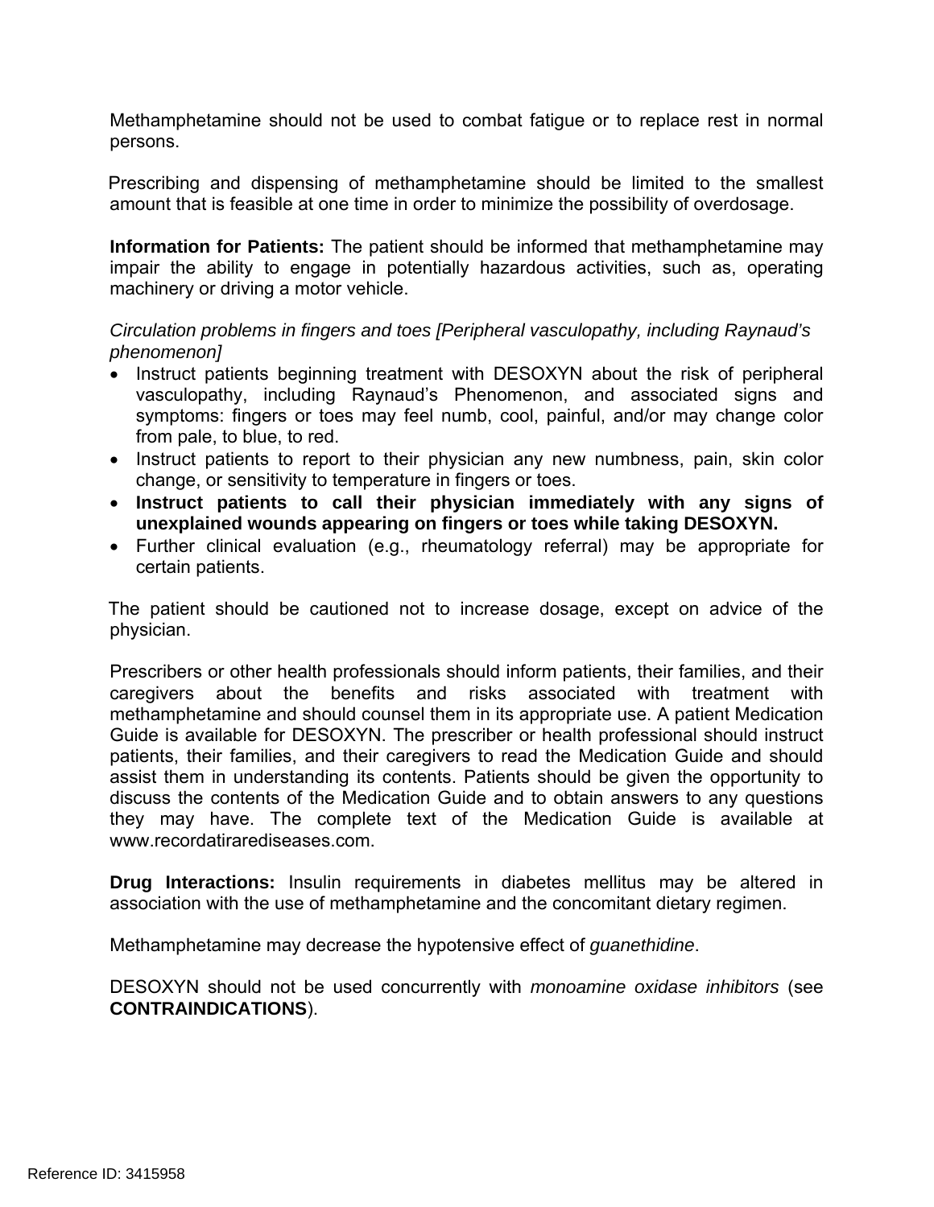Methamphetamine should not be used to combat fatigue or to replace rest in normal persons.

Prescribing and dispensing of methamphetamine should be limited to the smallest amount that is feasible at one time in order to minimize the possibility of overdosage.

**Information for Patients:** The patient should be informed that methamphetamine may impair the ability to engage in potentially hazardous activities, such as, operating machinery or driving a motor vehicle.

*Circulation problems in fingers and toes [Peripheral vasculopathy, including Raynaud's phenomenon]*

- Instruct patients beginning treatment with DESOXYN about the risk of peripheral vasculopathy, including Raynaud's Phenomenon, and associated signs and symptoms: fingers or toes may feel numb, cool, painful, and/or may change color from pale, to blue, to red.
- Instruct patients to report to their physician any new numbness, pain, skin color change, or sensitivity to temperature in fingers or toes.
- **Instruct patients to call their physician immediately with any signs of unexplained wounds appearing on fingers or toes while taking DESOXYN.**
- Further clinical evaluation (e.g., rheumatology referral) may be appropriate for certain patients.

The patient should be cautioned not to increase dosage, except on advice of the physician.

Prescribers or other health professionals should inform patients, their families, and their caregivers about the benefits and risks associated with treatment with methamphetamine and should counsel them in its appropriate use. A patient Medication Guide is available for DESOXYN. The prescriber or health professional should instruct patients, their families, and their caregivers to read the Medication Guide and should assist them in understanding its contents. Patients should be given the opportunity to discuss the contents of the Medication Guide and to obtain answers to any questions they may have. The complete text of the Medication Guide is available at www.recordatirarediseases.com.

**Drug Interactions:** Insulin requirements in diabetes mellitus may be altered in association with the use of methamphetamine and the concomitant dietary regimen.

Methamphetamine may decrease the hypotensive effect of *guanethidine*.

DESOXYN should not be used concurrently with *monoamine oxidase inhibitors* (see **CONTRAINDICATIONS**).

Reference ID: 3415958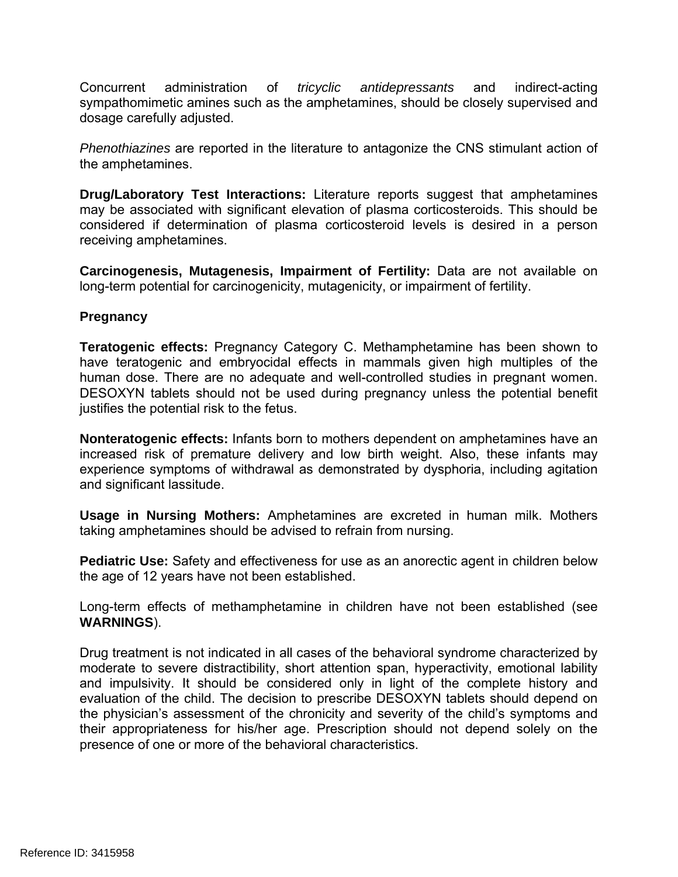Concurrent administration of *tricyclic antidepressants* and indirect-acting sympathomimetic amines such as the amphetamines, should be closely supervised and dosage carefully adjusted.

*Phenothiazines* are reported in the literature to antagonize the CNS stimulant action of the amphetamines.

**Drug/Laboratory Test Interactions:** Literature reports suggest that amphetamines may be associated with significant elevation of plasma corticosteroids. This should be considered if determination of plasma corticosteroid levels is desired in a person receiving amphetamines.

**Carcinogenesis, Mutagenesis, Impairment of Fertility:** Data are not available on long-term potential for carcinogenicity, mutagenicity, or impairment of fertility.

**Pregnancy**

**Teratogenic effects:** Pregnancy Category C. Methamphetamine has been shown to have teratogenic and embryocidal effects in mammals given high multiples of the human dose. There are no adequate and well-controlled studies in pregnant women. DESOXYN tablets should not be used during pregnancy unless the potential benefit justifies the potential risk to the fetus.

**Nonteratogenic effects:** Infants born to mothers dependent on amphetamines have an increased risk of premature delivery and low birth weight. Also, these infants may experience symptoms of withdrawal as demonstrated by dysphoria, including agitation and significant lassitude.

**Usage in Nursing Mothers:** Amphetamines are excreted in human milk. Mothers taking amphetamines should be advised to refrain from nursing.

**Pediatric Use:** Safety and effectiveness for use as an anorectic agent in children below the age of 12 years have not been established.

Long-term effects of methamphetamine in children have not been established (see **WARNINGS**).

Drug treatment is not indicated in all cases of the behavioral syndrome characterized by moderate to severe distractibility, short attention span, hyperactivity, emotional lability and impulsivity. It should be considered only in light of the complete history and evaluation of the child. The decision to prescribe DESOXYN tablets should depend on the physician's assessment of the chronicity and severity of the child's symptoms and their appropriateness for his/her age. Prescription should not depend solely on the presence of one or more of the behavioral characteristics.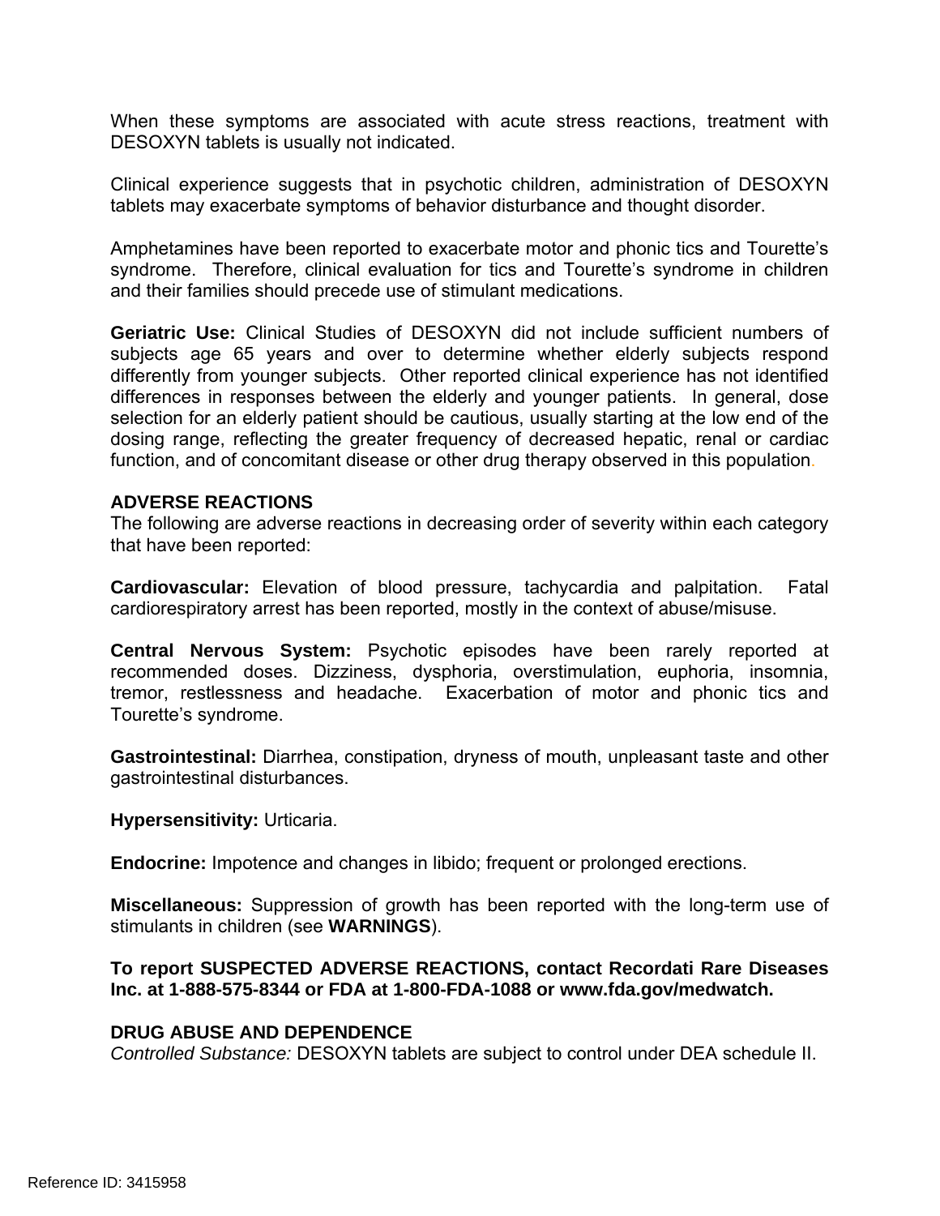When these symptoms are associated with acute stress reactions, treatment with DESOXYN tablets is usually not indicated.

Clinical experience suggests that in psychotic children, administration of DESOXYN tablets may exacerbate symptoms of behavior disturbance and thought disorder.

Amphetamines have been reported to exacerbate motor and phonic tics and Tourette's syndrome. Therefore, clinical evaluation for tics and Tourette's syndrome in children and their families should precede use of stimulant medications.

**Geriatric Use:** Clinical Studies of DESOXYN did not include sufficient numbers of subjects age 65 years and over to determine whether elderly subjects respond differently from younger subjects. Other reported clinical experience has not identified differences in responses between the elderly and younger patients. In general, dose selection for an elderly patient should be cautious, usually starting at the low end of the dosing range, reflecting the greater frequency of decreased hepatic, renal or cardiac function, and of concomitant disease or other drug therapy observed in this population.

## ADVERSE REACTIONS

The following are adverse reactions in decreasing order of severity within each category that have been reported:

**Cardiovascular:** Elevation of blood pressure, tachycardia and palpitation. Fatal cardiorespiratory arrest has been reported, mostly in the context of abuse/misuse.

**Central Nervous System:** Psychotic episodes have been rarely reported at recommended doses. Dizziness, dysphoria, overstimulation, euphoria, insomnia, tremor, restlessness and headache. Exacerbation of motor and phonic tics and Tourette's syndrome.

**Gastrointestinal:** Diarrhea, constipation, dryness of mouth, unpleasant taste and other gastrointestinal disturbances.

**Hypersensitivity:** Urticaria.

**Endocrine:** Impotence and changes in libido; frequent or prolonged erections.

**Miscellaneous:** Suppression of growth has been reported with the long-term use of stimulants in children (see **WARNINGS**).

**To report SUSPECTED ADVERSE REACTIONS, contact Recordati Rare Diseases Inc. at 1-888-575-8344 or FDA at 1-800-FDA-1088 or www.fda.gov/medwatch.**

## DRUG ABUSE AND DEPENDENCE

*Controlled Substance:* DESOXYN tablets are subject to control under DEA schedule II.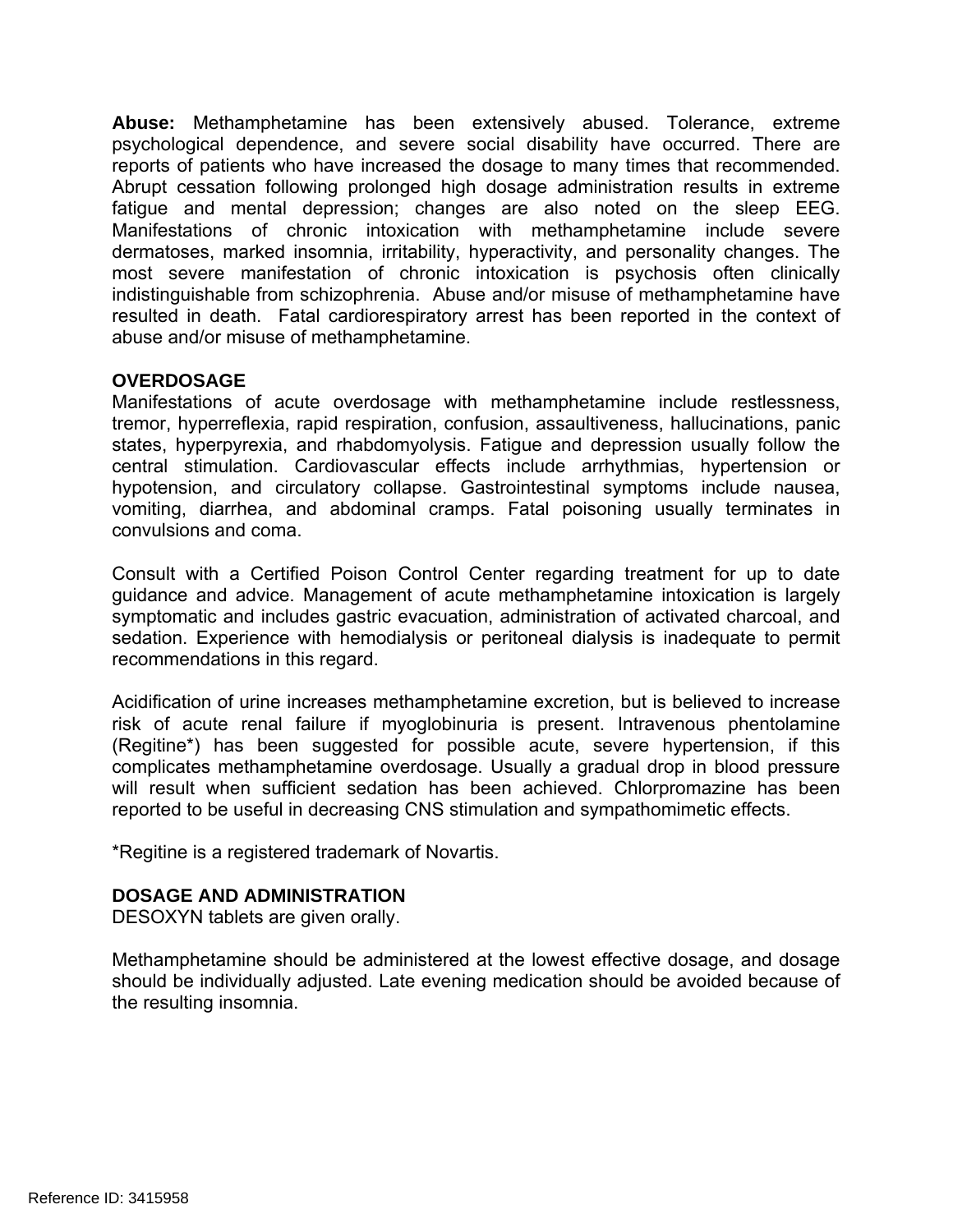**Abuse:** Methamphetamine has been extensively abused. Tolerance, extreme psychological dependence, and severe social disability have occurred. There are reports of patients who have increased the dosage to many times that recommended. Abrupt cessation following prolonged high dosage administration results in extreme fatigue and mental depression; changes are also noted on the sleep EEG. Manifestations of chronic intoxication with methamphetamine include severe dermatoses, marked insomnia, irritability, hyperactivity, and personality changes. The most severe manifestation of chronic intoxication is psychosis often clinically indistinguishable from schizophrenia. Abuse and/or misuse of methamphetamine have resulted in death. Fatal cardiorespiratory arrest has been reported in the context of abuse and/or misuse of methamphetamine.

## OVERDOSAGE

Manifestations of acute overdosage with methamphetamine include restlessness, tremor, hyperreflexia, rapid respiration, confusion, assaultiveness, hallucinations, panic states, hyperpyrexia, and rhabdomyolysis. Fatigue and depression usually follow the central stimulation. Cardiovascular effects include arrhythmias, hypertension or hypotension, and circulatory collapse. Gastrointestinal symptoms include nausea, vomiting, diarrhea, and abdominal cramps. Fatal poisoning usually terminates in convulsions and coma.

Consult with a Certified Poison Control Center regarding treatment for up to date guidance and advice. Management of acute methamphetamine intoxication is largely symptomatic and includes gastric evacuation, administration of activated charcoal, and sedation. Experience with hemodialysis or peritoneal dialysis is inadequate to permit recommendations in this regard.

Acidification of urine increases methamphetamine excretion, but is believed to increase risk of acute renal failure if myoglobinuria is present. Intravenous phentolamine (Regitine*) has been suggested for possible acute, severe hypertension, if this complicates methamphetamine overdosage. Usually a gradual drop in blood pressure will result when sufficient sedation has been achieved. Chlorpromazine has been reported to be useful in decreasing CNS stimulation and sympathomimetic effects.

*Regitine is a registered trademark of Novartis.

## DOSAGE AND ADMINISTRATION

DESOXYN tablets are given orally.

Methamphetamine should be administered at the lowest effective dosage, and dosage should be individually adjusted. Late evening medication should be avoided because of the resulting insomnia.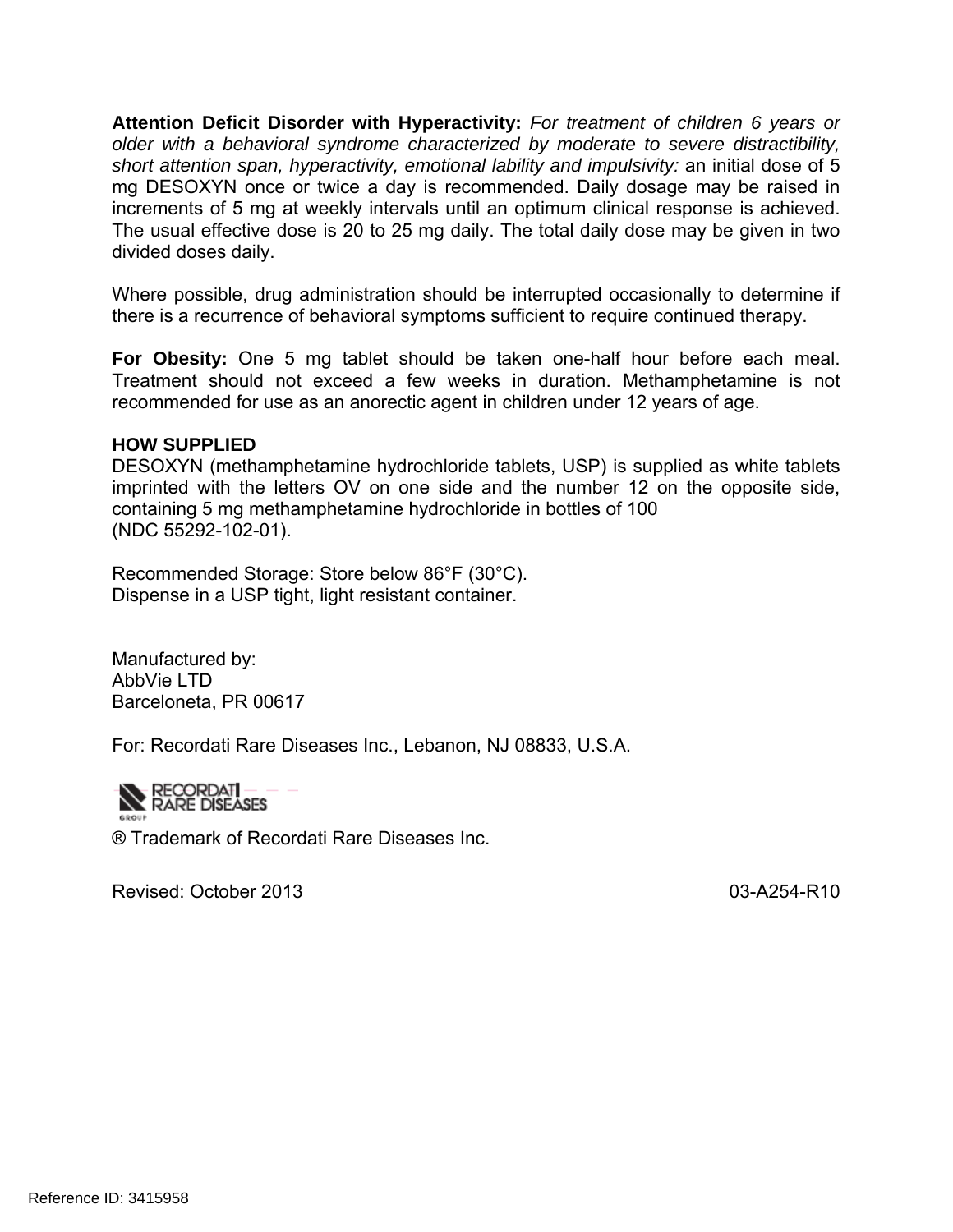**Attention Deficit Disorder with Hyperactivity:** *For treatment of children 6 years or older with a behavioral syndrome characterized by moderate to severe distractibility, short attention span, hyperactivity, emotional lability and impulsivity:* an initial dose of 5 mg DESOXYN once or twice a day is recommended. Daily dosage may be raised in increments of 5 mg at weekly intervals until an optimum clinical response is achieved. The usual effective dose is 20 to 25 mg daily. The total daily dose may be given in two divided doses daily.

Where possible, drug administration should be interrupted occasionally to determine if there is a recurrence of behavioral symptoms sufficient to require continued therapy.

**For Obesity:** One 5 mg tablet should be taken one-half hour before each meal. Treatment should not exceed a few weeks in duration. Methamphetamine is not recommended for use as an anorectic agent in children under 12 years of age.

**HOW SUPPLIED**

DESOXYN (methamphetamine hydrochloride tablets, USP) is supplied as white tablets imprinted with the letters OV on one side and the number 12 on the opposite side, containing 5 mg methamphetamine hydrochloride in bottles of 100
(NDC 55292-102-01).

Recommended Storage: Store below 86°F (30°C).
Dispense in a USP tight, light resistant container.

Manufactured by:
AbbVie LTD
Barceloneta, PR 00617

For: Recordati Rare Diseases Inc., Lebanon, NJ 08833, U.S.A.

RECORDATI RARE DISEASES GROUP

® Trademark of Recordati Rare Diseases Inc.

Revised: October 2013 03-A254-R10

Reference ID: 3415958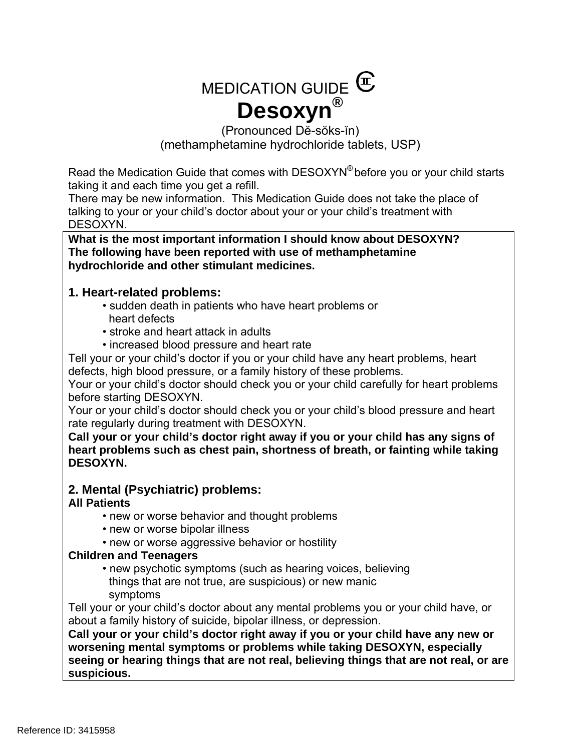# MEDICATION GUIDE CII

# Desoxyn®

(Pronounced Dĕ-sŏks-ĭn)
(methamphetamine hydrochloride tablets, USP)

Read the Medication Guide that comes with DESOXYN® before you or your child starts taking it and each time you get a refill.
There may be new information. This Medication Guide does not take the place of talking to your or your child's doctor about your or your child's treatment with DESOXYN.

**What is the most important information I should know about DESOXYN?**
**The following have been reported with use of methamphetamine hydrochloride and other stimulant medicines.**

**1. Heart-related problems:**

- sudden death in patients who have heart problems or heart defects
- stroke and heart attack in adults
- increased blood pressure and heart rate

Tell your or your child's doctor if you or your child have any heart problems, heart defects, high blood pressure, or a family history of these problems.
Your or your child's doctor should check you or your child carefully for heart problems before starting DESOXYN.
Your or your child's doctor should check you or your child's blood pressure and heart rate regularly during treatment with DESOXYN.
**Call your or your child's doctor right away if you or your child has any signs of heart problems such as chest pain, shortness of breath, or fainting while taking DESOXYN.**

**2. Mental (Psychiatric) problems:**

**All Patients**

- new or worse behavior and thought problems
- new or worse bipolar illness
- new or worse aggressive behavior or hostility

**Children and Teenagers**

- new psychotic symptoms (such as hearing voices, believing things that are not true, are suspicious) or new manic symptoms

Tell your or your child's doctor about any mental problems you or your child have, or about a family history of suicide, bipolar illness, or depression.
**Call your or your child's doctor right away if you or your child have any new or worsening mental symptoms or problems while taking DESOXYN, especially seeing or hearing things that are not real, believing things that are not real, or are suspicious.**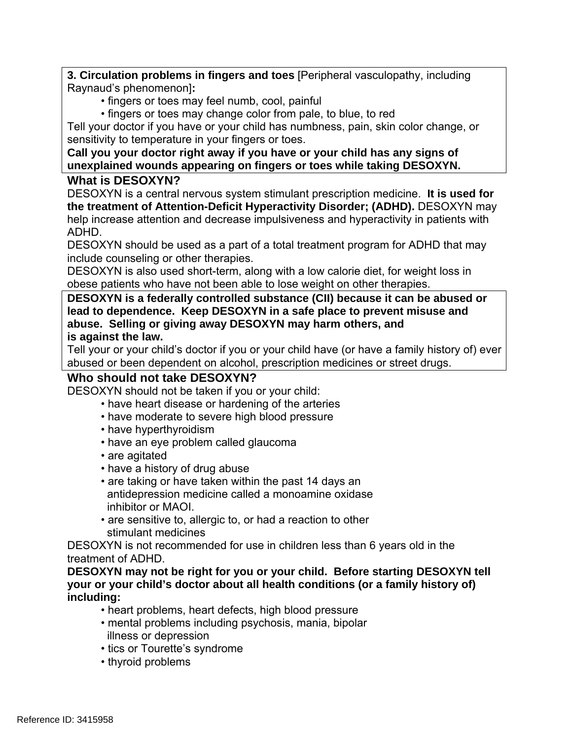**3. Circulation problems in fingers and toes** [Peripheral vasculopathy, including Raynaud's phenomenon]**:**

- fingers or toes may feel numb, cool, painful
- fingers or toes may change color from pale, to blue, to red

Tell your doctor if you have or your child has numbness, pain, skin color change, or sensitivity to temperature in your fingers or toes.

**Call you your doctor right away if you have or your child has any signs of unexplained wounds appearing on fingers or toes while taking DESOXYN.**

## What is DESOXYN?

DESOXYN is a central nervous system stimulant prescription medicine. **It is used for the treatment of Attention-Deficit Hyperactivity Disorder; (ADHD).** DESOXYN may help increase attention and decrease impulsiveness and hyperactivity in patients with ADHD.

DESOXYN should be used as a part of a total treatment program for ADHD that may include counseling or other therapies.

DESOXYN is also used short-term, along with a low calorie diet, for weight loss in obese patients who have not been able to lose weight on other therapies.

**DESOXYN is a federally controlled substance (CII) because it can be abused or lead to dependence. Keep DESOXYN in a safe place to prevent misuse and abuse. Selling or giving away DESOXYN may harm others, and is against the law.**

Tell your or your child's doctor if you or your child have (or have a family history of) ever abused or been dependent on alcohol, prescription medicines or street drugs.

## Who should not take DESOXYN?

DESOXYN should not be taken if you or your child:

- have heart disease or hardening of the arteries
- have moderate to severe high blood pressure
- have hyperthyroidism
- have an eye problem called glaucoma
- are agitated
- have a history of drug abuse
- are taking or have taken within the past 14 days an antidepression medicine called a monoamine oxidase inhibitor or MAOI.
- are sensitive to, allergic to, or had a reaction to other stimulant medicines

DESOXYN is not recommended for use in children less than 6 years old in the treatment of ADHD.

**DESOXYN may not be right for you or your child. Before starting DESOXYN tell your or your child's doctor about all health conditions (or a family history of) including:**

- heart problems, heart defects, high blood pressure
- mental problems including psychosis, mania, bipolar illness or depression
- tics or Tourette's syndrome
- thyroid problems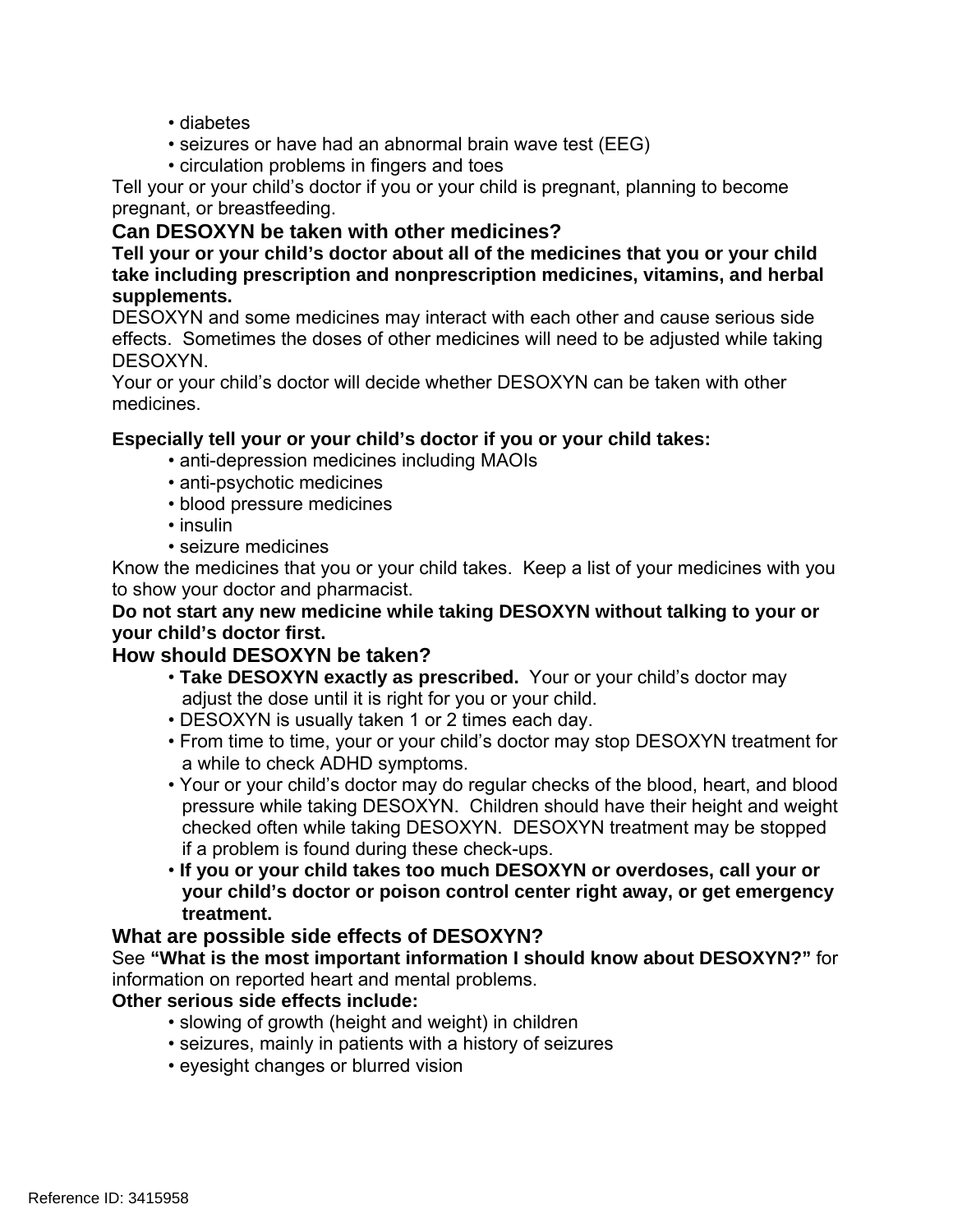- diabetes
- seizures or have had an abnormal brain wave test (EEG)
- circulation problems in fingers and toes

Tell your or your child's doctor if you or your child is pregnant, planning to become pregnant, or breastfeeding.

## Can DESOXYN be taken with other medicines?

**Tell your or your child's doctor about all of the medicines that you or your child take including prescription and nonprescription medicines, vitamins, and herbal supplements.**

DESOXYN and some medicines may interact with each other and cause serious side effects. Sometimes the doses of other medicines will need to be adjusted while taking DESOXYN.

Your or your child's doctor will decide whether DESOXYN can be taken with other medicines.

**Especially tell your or your child's doctor if you or your child takes:**

- anti-depression medicines including MAOIs
- anti-psychotic medicines
- blood pressure medicines
- insulin
- seizure medicines

Know the medicines that you or your child takes. Keep a list of your medicines with you to show your doctor and pharmacist.

**Do not start any new medicine while taking DESOXYN without talking to your or your child's doctor first.**

## How should DESOXYN be taken?

- **Take DESOXYN exactly as prescribed.** Your or your child's doctor may adjust the dose until it is right for you or your child.
- DESOXYN is usually taken 1 or 2 times each day.
- From time to time, your or your child's doctor may stop DESOXYN treatment for a while to check ADHD symptoms.
- Your or your child's doctor may do regular checks of the blood, heart, and blood pressure while taking DESOXYN. Children should have their height and weight checked often while taking DESOXYN. DESOXYN treatment may be stopped if a problem is found during these check-ups.
- **If you or your child takes too much DESOXYN or overdoses, call your or your child's doctor or poison control center right away, or get emergency treatment.**

## What are possible side effects of DESOXYN?

See **"What is the most important information I should know about DESOXYN?"** for information on reported heart and mental problems.

**Other serious side effects include:**

- slowing of growth (height and weight) in children
- seizures, mainly in patients with a history of seizures
- eyesight changes or blurred vision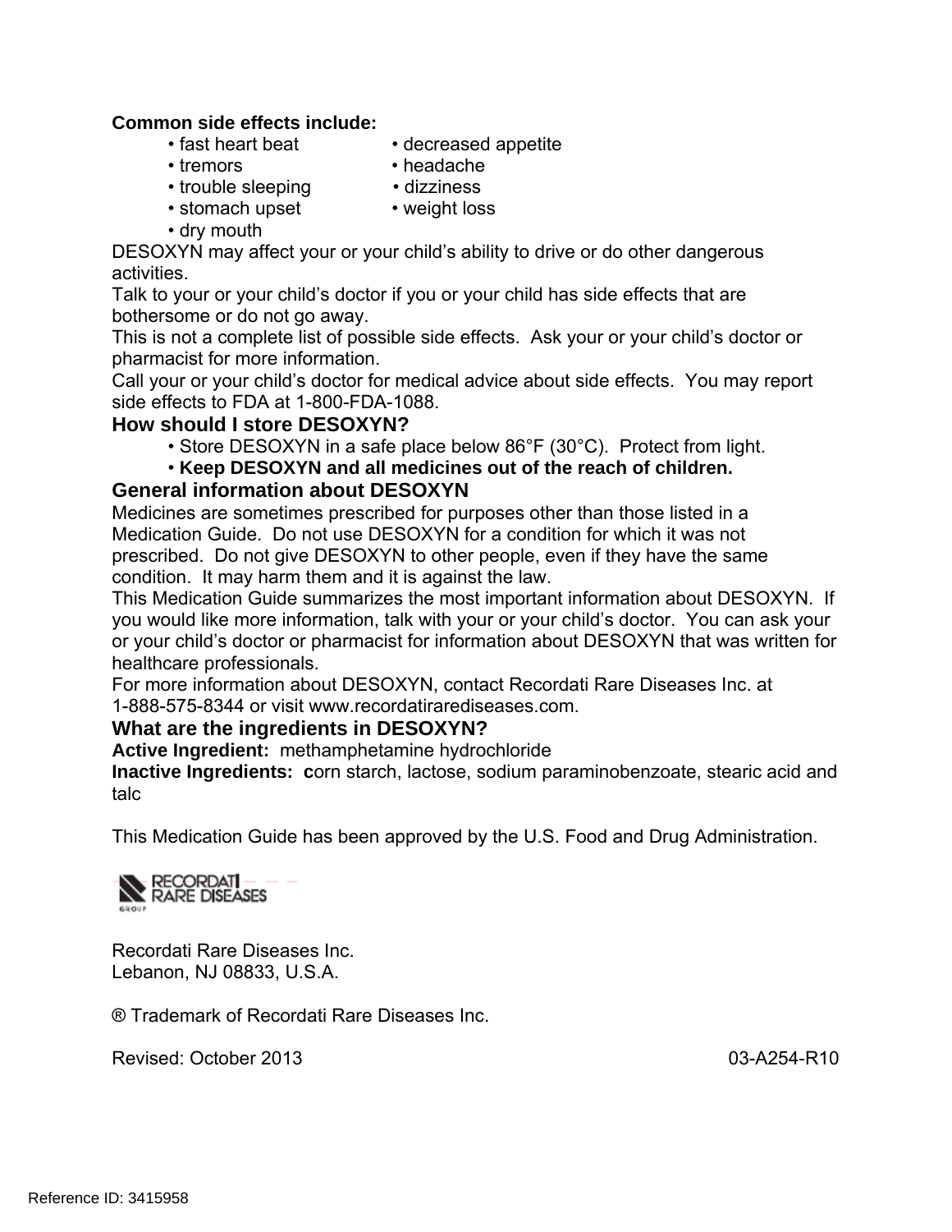**Common side effects include:**

- fast heart beat
- tremors
- trouble sleeping
- stomach upset
- dry mouth
- decreased appetite
- headache
- dizziness
- weight loss

DESOXYN may affect your or your child's ability to drive or do other dangerous activities.

Talk to your or your child's doctor if you or your child has side effects that are bothersome or do not go away.

This is not a complete list of possible side effects. Ask your or your child's doctor or pharmacist for more information.

Call your or your child's doctor for medical advice about side effects. You may report side effects to FDA at 1-800-FDA-1088.

## How should I store DESOXYN?

- Store DESOXYN in a safe place below 86°F (30°C). Protect from light.
- **Keep DESOXYN and all medicines out of the reach of children.**

## General information about DESOXYN

Medicines are sometimes prescribed for purposes other than those listed in a Medication Guide. Do not use DESOXYN for a condition for which it was not prescribed. Do not give DESOXYN to other people, even if they have the same condition. It may harm them and it is against the law.

This Medication Guide summarizes the most important information about DESOXYN. If you would like more information, talk with your or your child's doctor. You can ask your or your child's doctor or pharmacist for information about DESOXYN that was written for healthcare professionals.

For more information about DESOXYN, contact Recordati Rare Diseases Inc. at 1-888-575-8344 or visit www.recordatirarediseases.com.

## What are the ingredients in DESOXYN?

**Active Ingredient:** methamphetamine hydrochloride

**Inactive Ingredients:** corn starch, lactose, sodium paraminobenzoate, stearic acid and talc

This Medication Guide has been approved by the U.S. Food and Drug Administration.

RECORDATI RARE DISEASES GROUP

Recordati Rare Diseases Inc.
Lebanon, NJ 08833, U.S.A.

® Trademark of Recordati Rare Diseases Inc.

Revised: October 2013 03-A254-R10